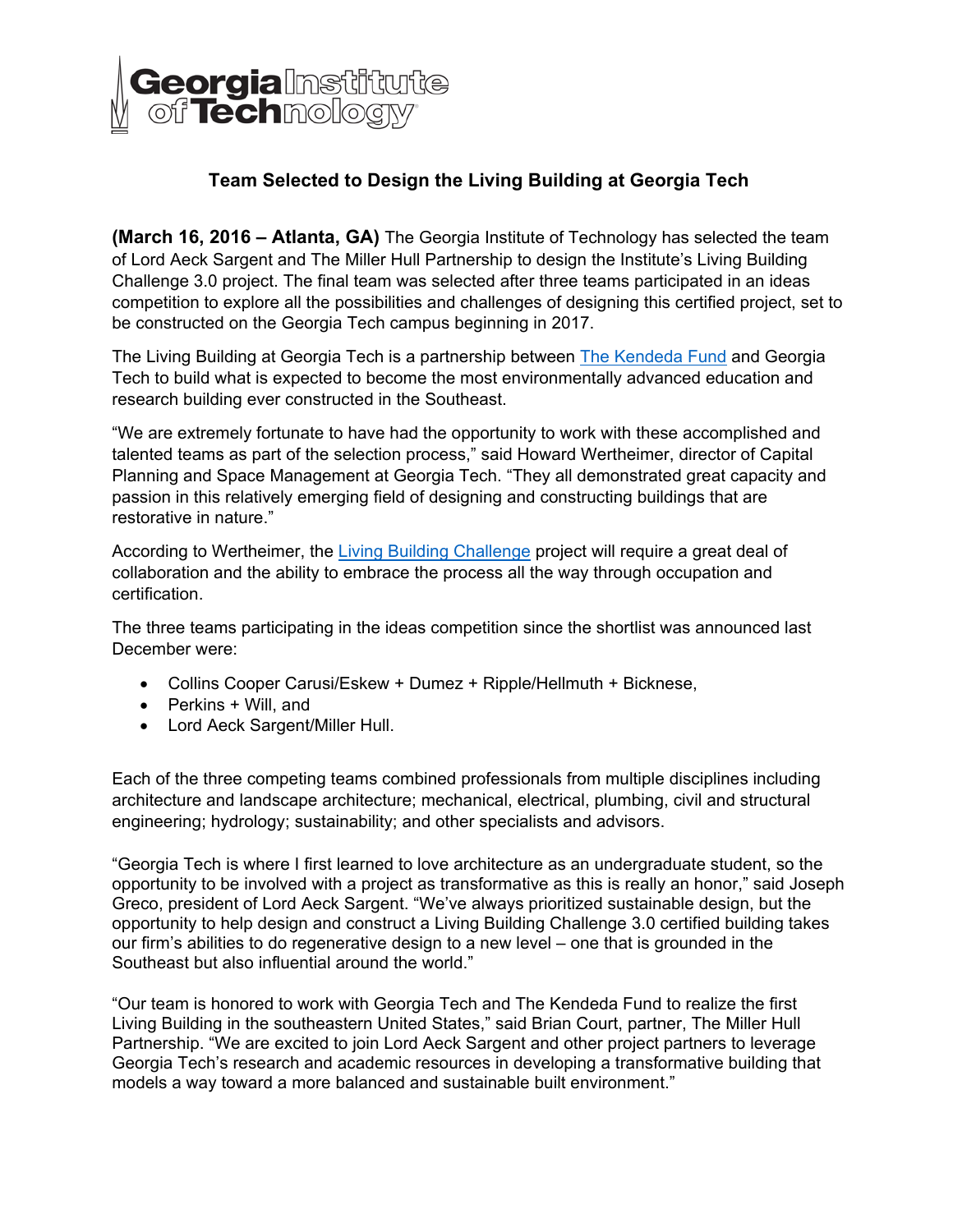Georgia Institute of Technology

## Team Selected to Design the Living Building at Georgia Tech

**(March 16, 2016 – Atlanta, GA)** The Georgia Institute of Technology has selected the team of Lord Aeck Sargent and The Miller Hull Partnership to design the Institute's Living Building Challenge 3.0 project. The final team was selected after three teams participated in an ideas competition to explore all the possibilities and challenges of designing this certified project, set to be constructed on the Georgia Tech campus beginning in 2017.

The Living Building at Georgia Tech is a partnership between The Kendeda Fund and Georgia Tech to build what is expected to become the most environmentally advanced education and research building ever constructed in the Southeast.

"We are extremely fortunate to have had the opportunity to work with these accomplished and talented teams as part of the selection process," said Howard Wertheimer, director of Capital Planning and Space Management at Georgia Tech. "They all demonstrated great capacity and passion in this relatively emerging field of designing and constructing buildings that are restorative in nature."

According to Wertheimer, the Living Building Challenge project will require a great deal of collaboration and the ability to embrace the process all the way through occupation and certification.

The three teams participating in the ideas competition since the shortlist was announced last December were:

- Collins Cooper Carusi/Eskew + Dumez + Ripple/Hellmuth + Bicknese,
- Perkins + Will, and
- Lord Aeck Sargent/Miller Hull.

Each of the three competing teams combined professionals from multiple disciplines including architecture and landscape architecture; mechanical, electrical, plumbing, civil and structural engineering; hydrology; sustainability; and other specialists and advisors.

"Georgia Tech is where I first learned to love architecture as an undergraduate student, so the opportunity to be involved with a project as transformative as this is really an honor," said Joseph Greco, president of Lord Aeck Sargent. "We've always prioritized sustainable design, but the opportunity to help design and construct a Living Building Challenge 3.0 certified building takes our firm's abilities to do regenerative design to a new level – one that is grounded in the Southeast but also influential around the world."

"Our team is honored to work with Georgia Tech and The Kendeda Fund to realize the first Living Building in the southeastern United States," said Brian Court, partner, The Miller Hull Partnership. "We are excited to join Lord Aeck Sargent and other project partners to leverage Georgia Tech's research and academic resources in developing a transformative building that models a way toward a more balanced and sustainable built environment."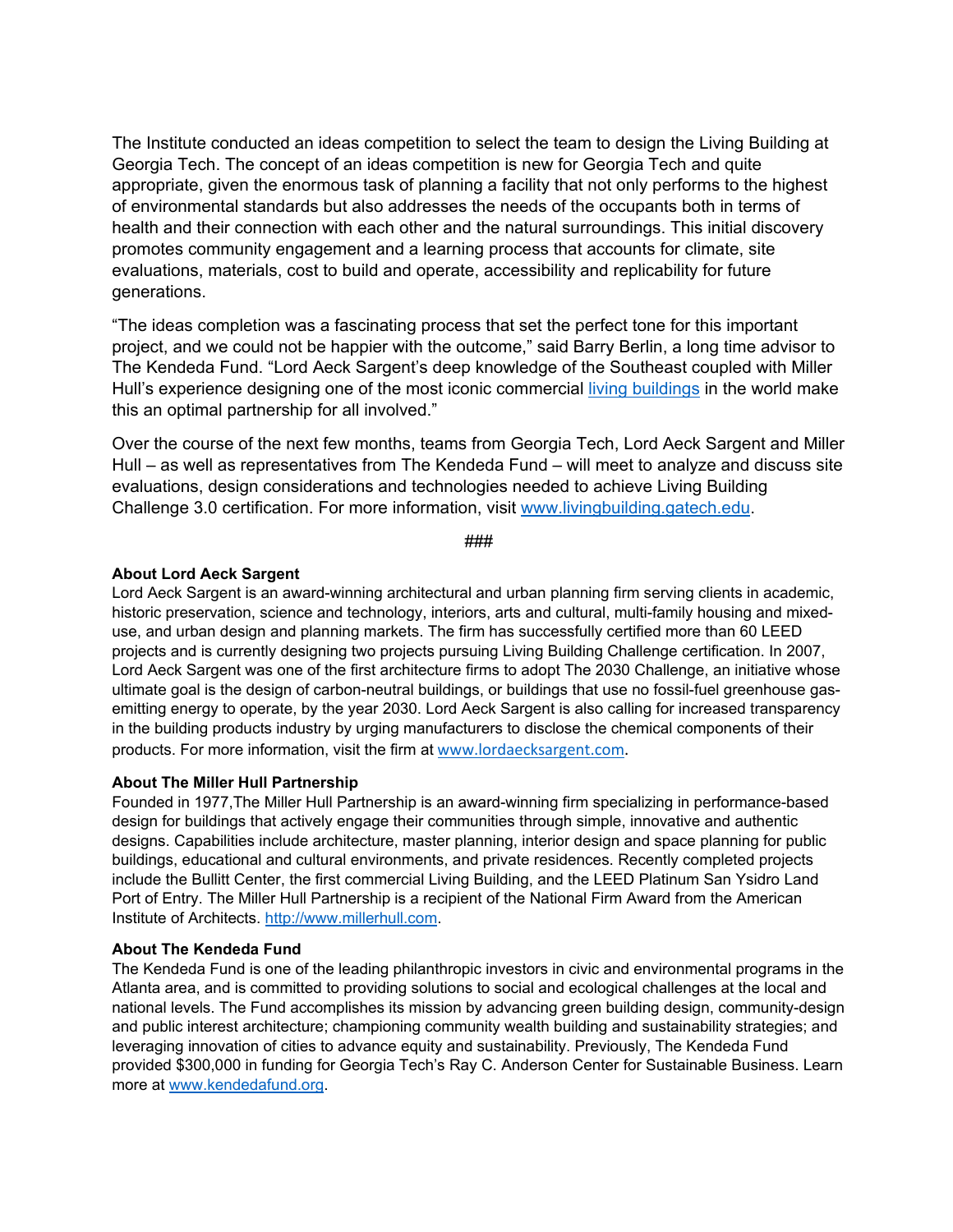The Institute conducted an ideas competition to select the team to design the Living Building at Georgia Tech. The concept of an ideas competition is new for Georgia Tech and quite appropriate, given the enormous task of planning a facility that not only performs to the highest of environmental standards but also addresses the needs of the occupants both in terms of health and their connection with each other and the natural surroundings. This initial discovery promotes community engagement and a learning process that accounts for climate, site evaluations, materials, cost to build and operate, accessibility and replicability for future generations.

"The ideas completion was a fascinating process that set the perfect tone for this important project, and we could not be happier with the outcome," said Barry Berlin, a long time advisor to The Kendeda Fund. "Lord Aeck Sargent's deep knowledge of the Southeast coupled with Miller Hull's experience designing one of the most iconic commercial [living buildings](living buildings) in the world make this an optimal partnership for all involved."

Over the course of the next few months, teams from Georgia Tech, Lord Aeck Sargent and Miller Hull – as well as representatives from The Kendeda Fund – will meet to analyze and discuss site evaluations, design considerations and technologies needed to achieve Living Building Challenge 3.0 certification. For more information, visit [www.livingbuilding.gatech.edu](www.livingbuilding.gatech.edu).

###

**About Lord Aeck Sargent**

Lord Aeck Sargent is an award-winning architectural and urban planning firm serving clients in academic, historic preservation, science and technology, interiors, arts and cultural, multi-family housing and mixed-use, and urban design and planning markets. The firm has successfully certified more than 60 LEED projects and is currently designing two projects pursuing Living Building Challenge certification. In 2007, Lord Aeck Sargent was one of the first architecture firms to adopt The 2030 Challenge, an initiative whose ultimate goal is the design of carbon-neutral buildings, or buildings that use no fossil-fuel greenhouse gas-emitting energy to operate, by the year 2030. Lord Aeck Sargent is also calling for increased transparency in the building products industry by urging manufacturers to disclose the chemical components of their products. For more information, visit the firm at [www.lordaecksargent.com](www.lordaecksargent.com).

**About The Miller Hull Partnership**

Founded in 1977,The Miller Hull Partnership is an award-winning firm specializing in performance-based design for buildings that actively engage their communities through simple, innovative and authentic designs. Capabilities include architecture, master planning, interior design and space planning for public buildings, educational and cultural environments, and private residences. Recently completed projects include the Bullitt Center, the first commercial Living Building, and the LEED Platinum San Ysidro Land Port of Entry. The Miller Hull Partnership is a recipient of the National Firm Award from the American Institute of Architects. [http://www.millerhull.com](http://www.millerhull.com).

**About The Kendeda Fund**

The Kendeda Fund is one of the leading philanthropic investors in civic and environmental programs in the Atlanta area, and is committed to providing solutions to social and ecological challenges at the local and national levels. The Fund accomplishes its mission by advancing green building design, community-design and public interest architecture; championing community wealth building and sustainability strategies; and leveraging innovation of cities to advance equity and sustainability. Previously, The Kendeda Fund provided $300,000 in funding for Georgia Tech's Ray C. Anderson Center for Sustainable Business. Learn more at [www.kendedafund.org](www.kendedafund.org).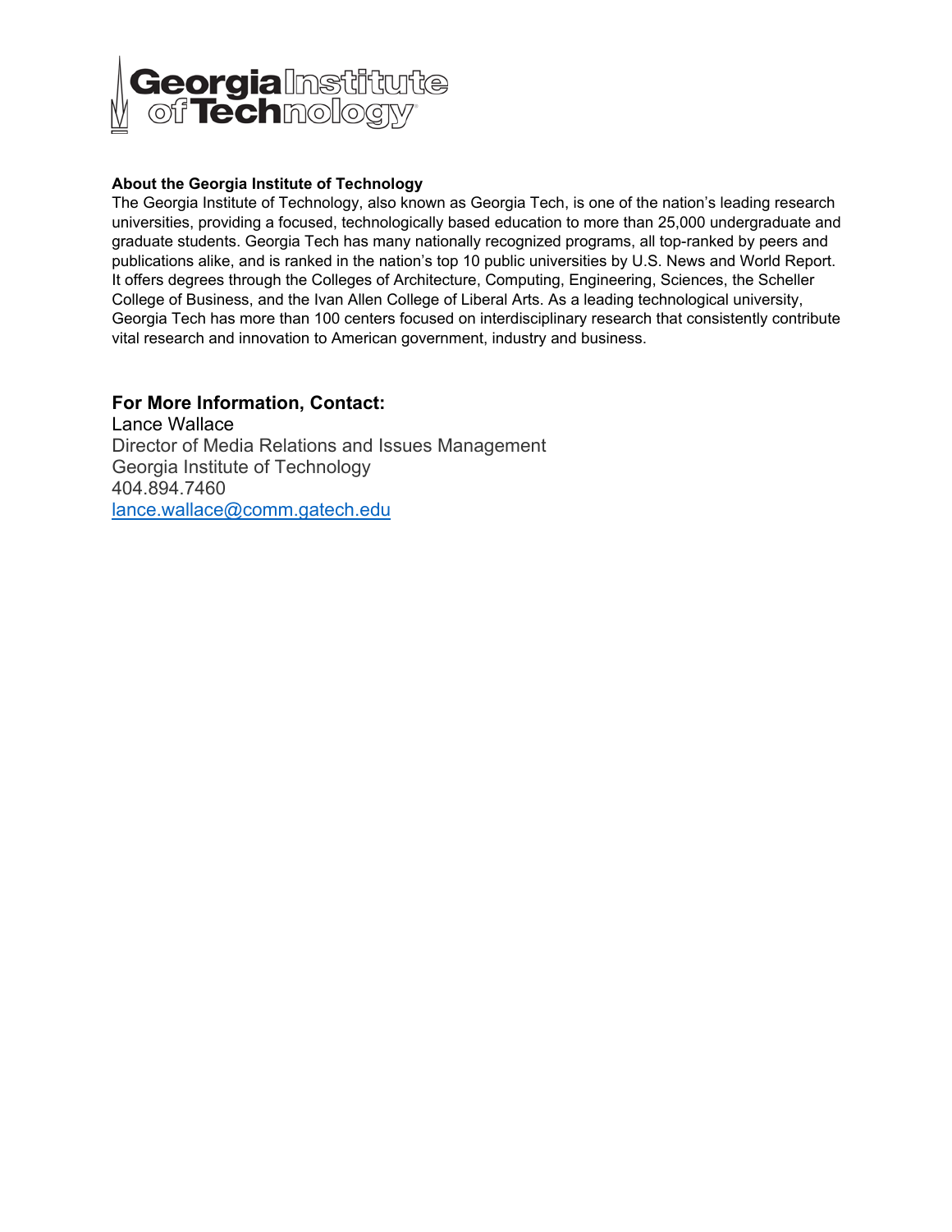Georgia Institute of Technology

**About the Georgia Institute of Technology**
The Georgia Institute of Technology, also known as Georgia Tech, is one of the nation's leading research universities, providing a focused, technologically based education to more than 25,000 undergraduate and graduate students. Georgia Tech has many nationally recognized programs, all top-ranked by peers and publications alike, and is ranked in the nation's top 10 public universities by U.S. News and World Report. It offers degrees through the Colleges of Architecture, Computing, Engineering, Sciences, the Scheller College of Business, and the Ivan Allen College of Liberal Arts. As a leading technological university, Georgia Tech has more than 100 centers focused on interdisciplinary research that consistently contribute vital research and innovation to American government, industry and business.

**For More Information, Contact:**
Lance Wallace
Director of Media Relations and Issues Management
Georgia Institute of Technology
404.894.7460
lance.wallace@comm.gatech.edu